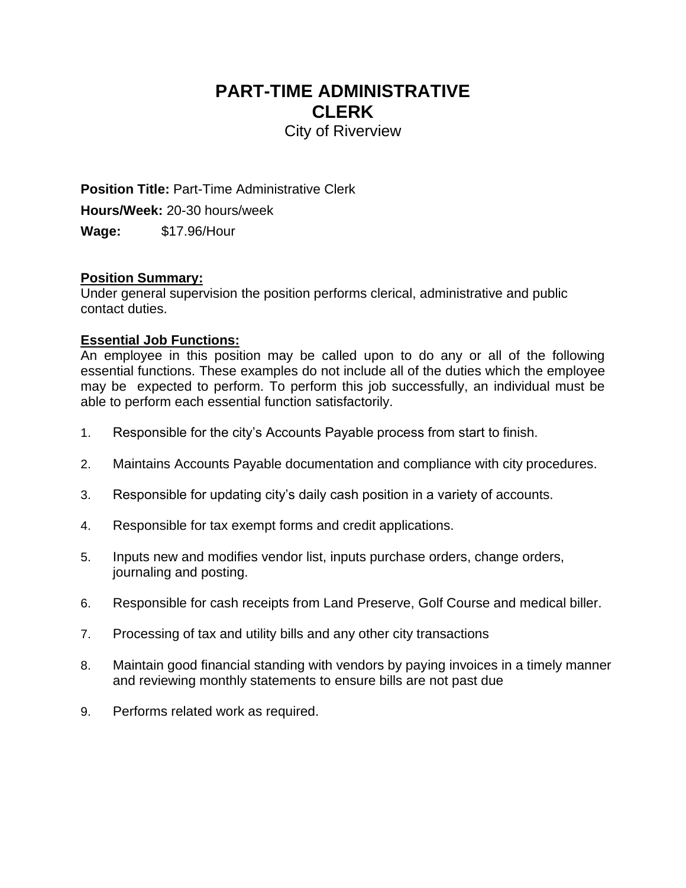# PART-TIME ADMINISTRATIVE CLERK

City of Riverview

**Position Title:** Part-Time Administrative Clerk

**Hours/Week:** 20-30 hours/week

**Wage:** $17.96/Hour

## Position Summary:

Under general supervision the position performs clerical, administrative and public contact duties.

## Essential Job Functions:

An employee in this position may be called upon to do any or all of the following essential functions. These examples do not include all of the duties which the employee may be expected to perform. To perform this job successfully, an individual must be able to perform each essential function satisfactorily.

1. Responsible for the city's Accounts Payable process from start to finish.
2. Maintains Accounts Payable documentation and compliance with city procedures.
3. Responsible for updating city's daily cash position in a variety of accounts.
4. Responsible for tax exempt forms and credit applications.
5. Inputs new and modifies vendor list, inputs purchase orders, change orders, journaling and posting.
6. Responsible for cash receipts from Land Preserve, Golf Course and medical biller.
7. Processing of tax and utility bills and any other city transactions
8. Maintain good financial standing with vendors by paying invoices in a timely manner and reviewing monthly statements to ensure bills are not past due
9. Performs related work as required.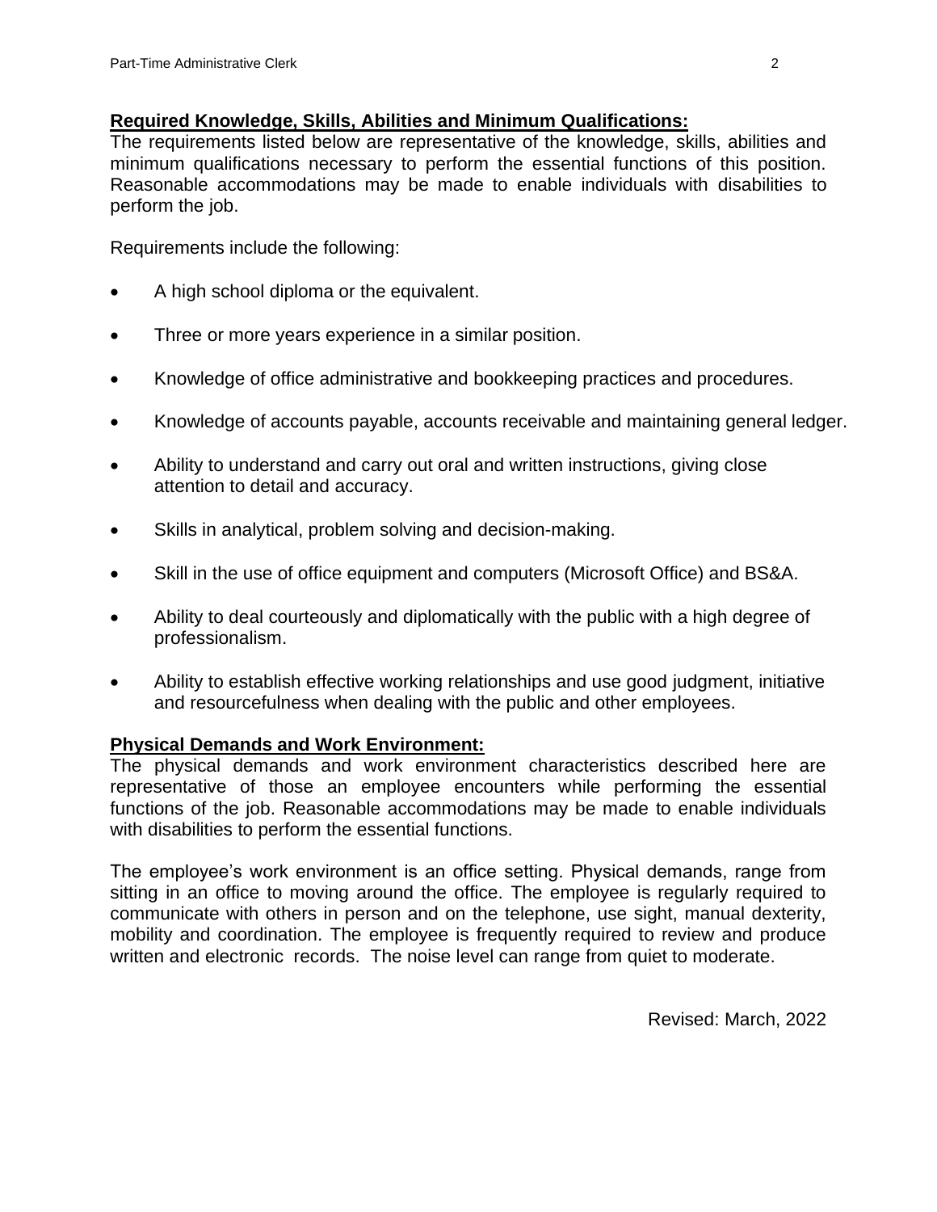**Required Knowledge, Skills, Abilities and Minimum Qualifications:**
The requirements listed below are representative of the knowledge, skills, abilities and minimum qualifications necessary to perform the essential functions of this position. Reasonable accommodations may be made to enable individuals with disabilities to perform the job.

Requirements include the following:

- A high school diploma or the equivalent.
- Three or more years experience in a similar position.
- Knowledge of office administrative and bookkeeping practices and procedures.
- Knowledge of accounts payable, accounts receivable and maintaining general ledger.
- Ability to understand and carry out oral and written instructions, giving close attention to detail and accuracy.
- Skills in analytical, problem solving and decision-making.
- Skill in the use of office equipment and computers (Microsoft Office) and BS&A.
- Ability to deal courteously and diplomatically with the public with a high degree of professionalism.
- Ability to establish effective working relationships and use good judgment, initiative and resourcefulness when dealing with the public and other employees.

**Physical Demands and Work Environment:**
The physical demands and work environment characteristics described here are representative of those an employee encounters while performing the essential functions of the job. Reasonable accommodations may be made to enable individuals with disabilities to perform the essential functions.

The employee's work environment is an office setting. Physical demands, range from sitting in an office to moving around the office. The employee is regularly required to communicate with others in person and on the telephone, use sight, manual dexterity, mobility and coordination. The employee is frequently required to review and produce written and electronic records. The noise level can range from quiet to moderate.

Revised: March, 2022